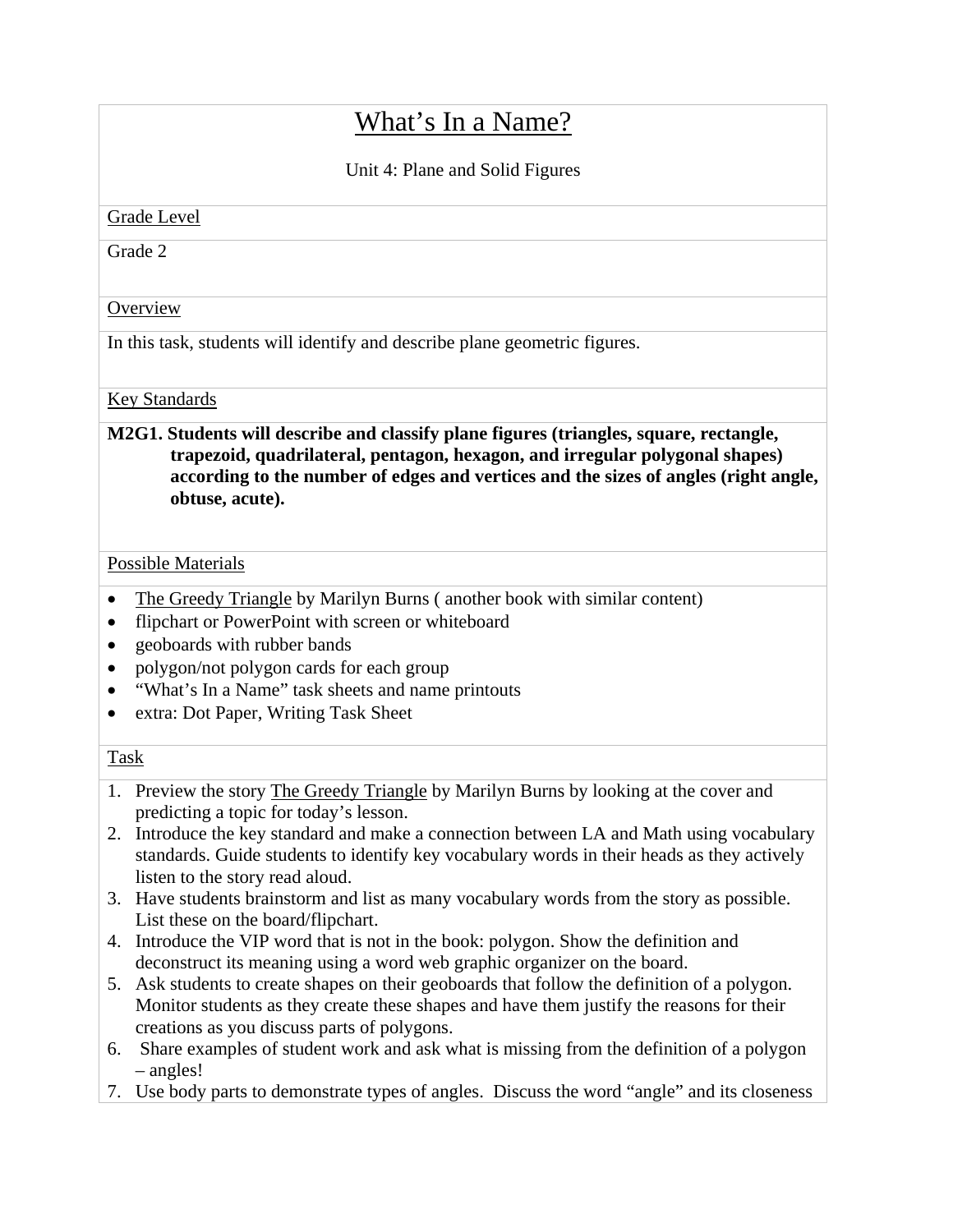# What's In a Name?

Unit 4: Plane and Solid Figures

## Grade Level

Grade 2

## Overview

In this task, students will identify and describe plane geometric figures.

## Key Standards

**M2G1. Students will describe and classify plane figures (triangles, square, rectangle, trapezoid, quadrilateral, pentagon, hexagon, and irregular polygonal shapes) according to the number of edges and vertices and the sizes of angles (right angle, obtuse, acute).**

## Possible Materials

- The Greedy Triangle by Marilyn Burns ( another book with similar content)
- flipchart or PowerPoint with screen or whiteboard
- geoboards with rubber bands
- polygon/not polygon cards for each group
- "What's In a Name" task sheets and name printouts
- extra: Dot Paper, Writing Task Sheet

## Task

1. Preview the story The Greedy Triangle by Marilyn Burns by looking at the cover and predicting a topic for today's lesson.
2. Introduce the key standard and make a connection between LA and Math using vocabulary standards. Guide students to identify key vocabulary words in their heads as they actively listen to the story read aloud.
3. Have students brainstorm and list as many vocabulary words from the story as possible. List these on the board/flipchart.
4. Introduce the VIP word that is not in the book: polygon. Show the definition and deconstruct its meaning using a word web graphic organizer on the board.
5. Ask students to create shapes on their geoboards that follow the definition of a polygon. Monitor students as they create these shapes and have them justify the reasons for their creations as you discuss parts of polygons.
6. Share examples of student work and ask what is missing from the definition of a polygon – angles!
7. Use body parts to demonstrate types of angles. Discuss the word "angle" and its closeness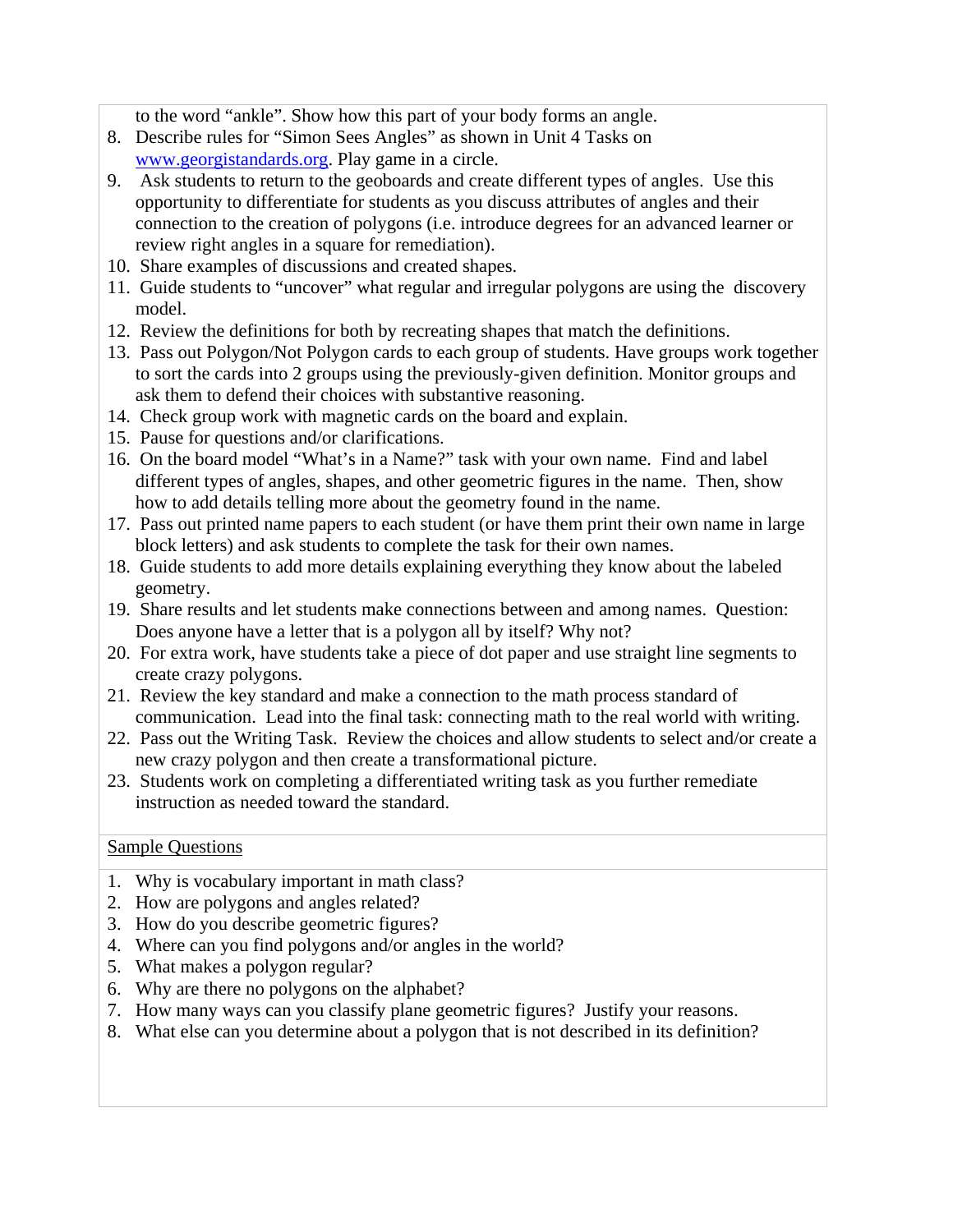to the word "ankle". Show how this part of your body forms an angle.

8. Describe rules for "Simon Sees Angles" as shown in Unit 4 Tasks on www.georgistandards.org. Play game in a circle.
9. Ask students to return to the geoboards and create different types of angles. Use this opportunity to differentiate for students as you discuss attributes of angles and their connection to the creation of polygons (i.e. introduce degrees for an advanced learner or review right angles in a square for remediation).
10. Share examples of discussions and created shapes.
11. Guide students to "uncover" what regular and irregular polygons are using the discovery model.
12. Review the definitions for both by recreating shapes that match the definitions.
13. Pass out Polygon/Not Polygon cards to each group of students. Have groups work together to sort the cards into 2 groups using the previously-given definition. Monitor groups and ask them to defend their choices with substantive reasoning.
14. Check group work with magnetic cards on the board and explain.
15. Pause for questions and/or clarifications.
16. On the board model "What's in a Name?" task with your own name. Find and label different types of angles, shapes, and other geometric figures in the name. Then, show how to add details telling more about the geometry found in the name.
17. Pass out printed name papers to each student (or have them print their own name in large block letters) and ask students to complete the task for their own names.
18. Guide students to add more details explaining everything they know about the labeled geometry.
19. Share results and let students make connections between and among names. Question: Does anyone have a letter that is a polygon all by itself? Why not?
20. For extra work, have students take a piece of dot paper and use straight line segments to create crazy polygons.
21. Review the key standard and make a connection to the math process standard of communication. Lead into the final task: connecting math to the real world with writing.
22. Pass out the Writing Task. Review the choices and allow students to select and/or create a new crazy polygon and then create a transformational picture.
23. Students work on completing a differentiated writing task as you further remediate instruction as needed toward the standard.

Sample Questions

1. Why is vocabulary important in math class?
2. How are polygons and angles related?
3. How do you describe geometric figures?
4. Where can you find polygons and/or angles in the world?
5. What makes a polygon regular?
6. Why are there no polygons on the alphabet?
7. How many ways can you classify plane geometric figures? Justify your reasons.
8. What else can you determine about a polygon that is not described in its definition?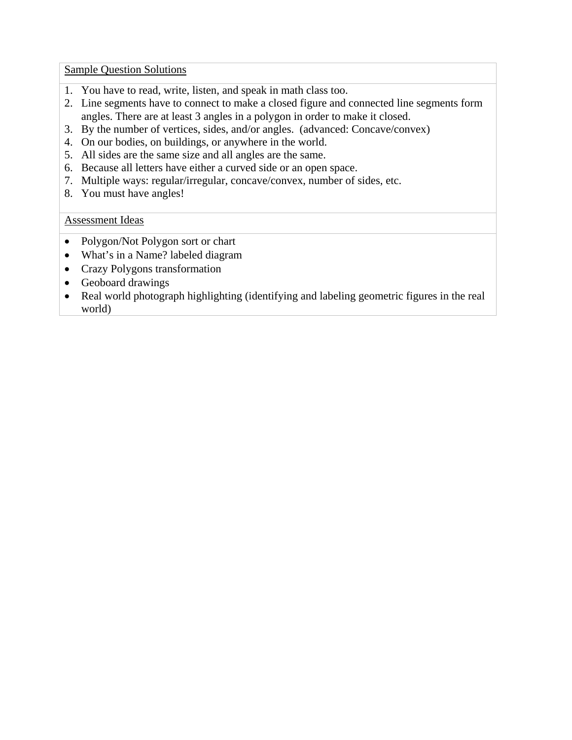Sample Question Solutions

1. You have to read, write, listen, and speak in math class too.
2. Line segments have to connect to make a closed figure and connected line segments form angles. There are at least 3 angles in a polygon in order to make it closed.
3. By the number of vertices, sides, and/or angles. (advanced: Concave/convex)
4. On our bodies, on buildings, or anywhere in the world.
5. All sides are the same size and all angles are the same.
6. Because all letters have either a curved side or an open space.
7. Multiple ways: regular/irregular, concave/convex, number of sides, etc.
8. You must have angles!

Assessment Ideas

- Polygon/Not Polygon sort or chart
- What's in a Name? labeled diagram
- Crazy Polygons transformation
- Geoboard drawings
- Real world photograph highlighting (identifying and labeling geometric figures in the real world)